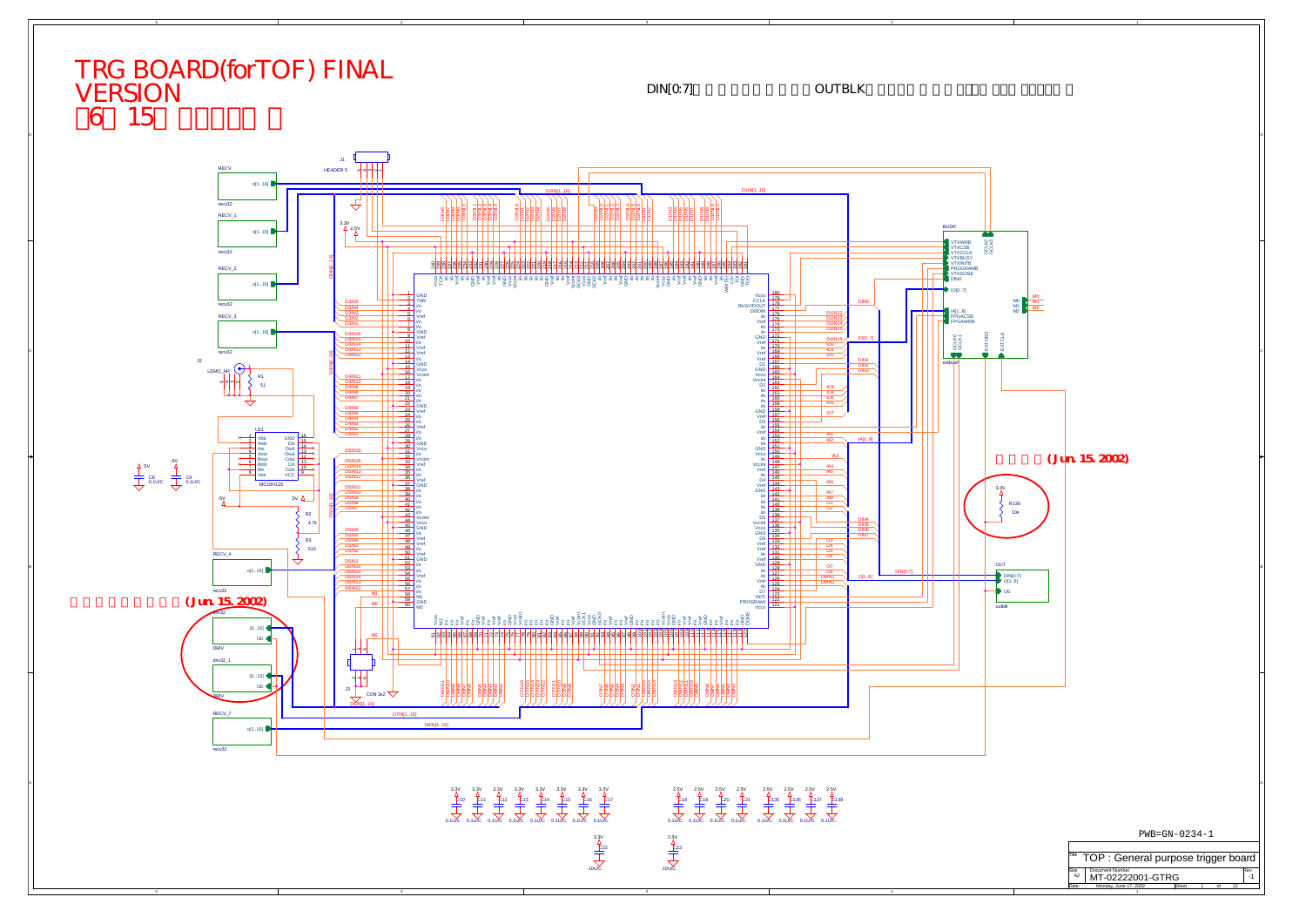# TRG BOARD(forTOF) FINAL VERSION

（6月15日 ...）

DIN[0:7] ... OUTBLK ...

RECV
o[1..16]
recv32

RECV_1
o[1..16]
recv32

RECV_2
o[1..16]
recv32

RECV_3
o[1..16]
recv32

RECV_4
o[1..16]
recv32

RECV_7
o[1..16]
recv32

DRIV
I[1..16]
OE
DRIV

drv32_1
I[1..16]
OE
DRIV

(Jun. 15. 2002)

(Jun. 15. 2002)

J1 HEADER 5

J2 LEMO_AR

J3 CON 3x2

U21 MC10H125

R1, R2 4.7K, R3 510, R139 10k

BUSIF: VTXWRB, VTXCSB, VTXCCLK, VTXBUSY, VTXINTB, PROGRAMB, VTXDONE, DIN0, IO[0..7], IA[1..8], FPGACSB, FPGAWRB, GCLK0, GCLK1, GCLK2, GCLK3, EXTOBD, EXTCLK, M0, M1, M2 — extbusif

OUT: DIN[0:7], O[1..8], OE — outblk

C10–C17: 3.3V 0.1UIC
C18–C21, C135–C138: 2.5V 0.1UIC
C22: 3.3V 10UIC
C23: 2.5V 10UIC
C8, C9: 0.1UIC

PWB=GN-0234-1

| Title | TOP : General purpose trigger board | |
|---|---|---|
| Size A2 | Document Number MT-02222001-GTRG | Rev -1 |
| Date: Monday, June 17, 2002 | Sheet 1 of 12 | |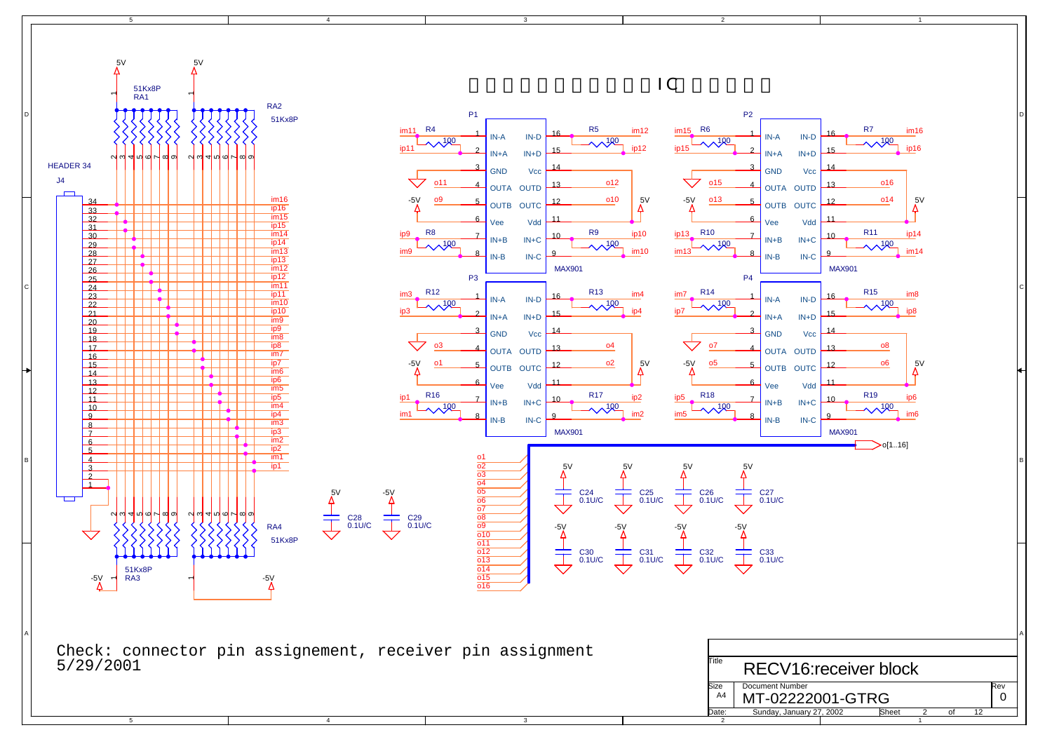# □□□□□□□□□□□□IC□□□□□□

| | |
|---|---|
| J4 | HEADER 34 |
| RA1 | 51Kx8P |
| RA2 | 51Kx8P |
| RA3 | 51Kx8P |
| RA4 | 51Kx8P |
| P1 | MAX901 |
| P2 | MAX901 |
| P3 | MAX901 |
| P4 | MAX901 |
| R4–R19 | 100 |
| C24–C33 | 0.1U/C |

Check: connector pin assignement, receiver pin assignment
5/29/2001

| | | | |
|---|---|---|---|
| Title | RECV16:receiver block | | |
| Size | Document Number | | Rev |
| A4 | MT-02222001-GTRG | | 0 |
| Date: | Sunday, January 27, 2002 | Sheet 2 of 12 | |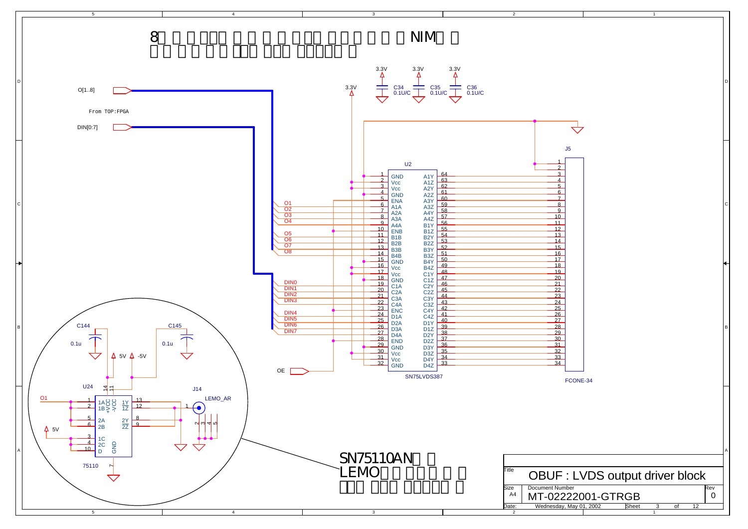8 NIM

From TOP:FPGA

O[1..8]

DIN[0:7]

OE

U2 — SN75LVDS387

| Pin | Name | Name | Pin |
|---|---|---|---|
| 1 | GND | A1Y | 64 |
| 2 | Vcc | A1Z | 63 |
| 3 | Vcc | A2Y | 62 |
| 4 | GND | A2Z | 61 |
| 5 | ENA | A3Y | 60 |
| 6 | A1A | A3Z | 59 |
| 7 | A2A | A4Y | 58 |
| 8 | A3A | A4Z | 57 |
| 9 | A4A | B1Y | 56 |
| 10 | ENB | B1Z | 55 |
| 11 | B1B | B2Y | 54 |
| 12 | B2B | B2Z | 53 |
| 13 | B3B | B3Y | 52 |
| 14 | B4B | B3Z | 51 |
| 15 | GND | B4Y | 50 |
| 16 | Vcc | B4Z | 49 |
| 17 | Vcc | C1Y | 48 |
| 18 | GND | C1Z | 47 |
| 19 | C1A | C2Y | 46 |
| 20 | C2A | C2Z | 45 |
| 21 | C3A | C3Y | 44 |
| 22 | C4A | C3Z | 43 |
| 23 | ENC | C4Y | 42 |
| 24 | D1A | C4Z | 41 |
| 25 | D2A | D1Y | 40 |
| 26 | D3A | D1Z | 39 |
| 27 | D4A | D2Y | 38 |
| 28 | END | D2Z | 37 |
| 29 | GND | D3Y | 36 |
| 30 | Vcc | D3Z | 35 |
| 31 | Vcc | D4Y | 34 |
| 32 | GND | D4Z | 33 |

Signals: O1, O2, O3, O4, O5, O6, O7, O8, DIN0, DIN1, DIN2, DIN3, DIN4, DIN5, DIN6, DIN7

J5 — FCONE-34 (pins 1–34)

C34 0.1U/C, C35 0.1U/C, C36 0.1U/C — 3.3V

C144 0.1u, C145 0.1u, 5V, -5V

U24 — 75110: 1A, 1B, 2A, 2B, 1C, 2C, D, +VCC (14), -VCC (11), 1Y (13), 1Z (12), 2Y (8), 2Z (9), GND (7); input O1; 5V

J14 — LEMO_AR

SN75110AN
LEMO

| Title | OBUF : LVDS output driver block | |
|---|---|---|
| Size: A4 | Document Number: MT-02222001-GTRGB | Rev: 0 |
| Date: Wednesday, May 01, 2002 | Sheet 3 of 12 | |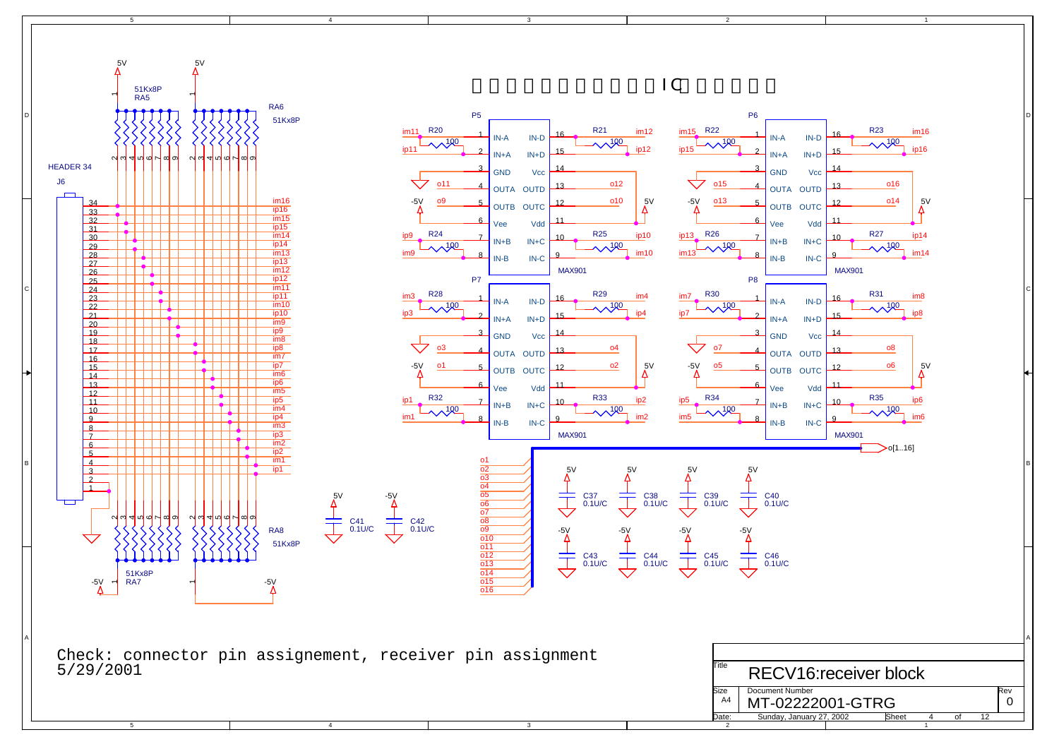IC

Check: connector pin assignement, receiver pin assignment
5/29/2001

| | |
|---|---|
| Title | RECV16:receiver block |
| Size | A4 |
| Document Number | MT-02222001-GTRG |
| Rev | 0 |
| Date: | Sunday, January 27, 2002 |
| Sheet | 4 of 12 |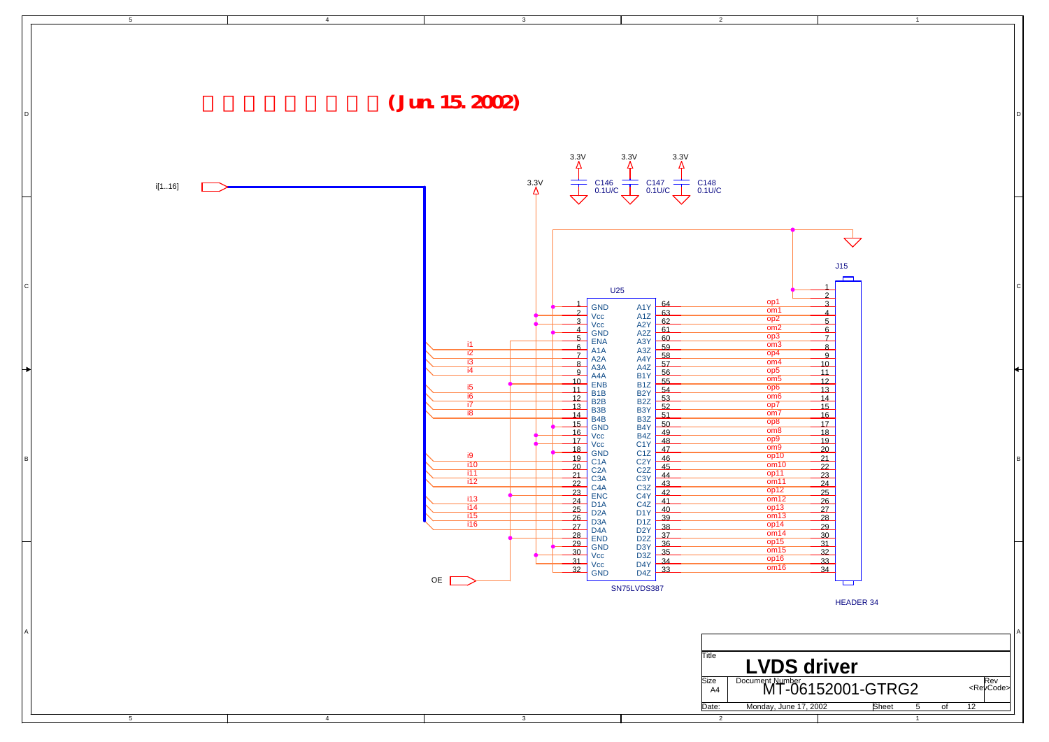# (Jun. 15. 2002)

i[1..16]

3.3V

| Ref | Value |
|---|---|
| C146 | 0.1U/C |
| C147 | 0.1U/C |
| C148 | 0.1U/C |

U25 SN75LVDS387

| Pin | Name | Net | | Pin | Name | Net |
|---|---|---|---|---|---|---|
| 1 | GND | | | 64 | A1Y | op1 |
| 2 | Vcc | | | 63 | A1Z | om1 |
| 3 | Vcc | | | 62 | A2Y | op2 |
| 4 | GND | | | 61 | A2Z | om2 |
| 5 | ENA | OE | | 60 | A3Y | op3 |
| 6 | A1A | i1 | | 59 | A3Z | om3 |
| 7 | A2A | i2 | | 58 | A4Y | op4 |
| 8 | A3A | i3 | | 57 | A4Z | om4 |
| 9 | A4A | i4 | | 56 | B1Y | op5 |
| 10 | ENB | OE | | 55 | B1Z | om5 |
| 11 | B1B | i5 | | 54 | B2Y | op6 |
| 12 | B2B | i6 | | 53 | B2Z | om6 |
| 13 | B3B | i7 | | 52 | B3Y | op7 |
| 14 | B4B | i8 | | 51 | B3Z | om7 |
| 15 | GND | | | 50 | B4Y | op8 |
| 16 | Vcc | | | 49 | B4Z | om8 |
| 17 | Vcc | | | 48 | C1Y | op9 |
| 18 | GND | | | 47 | C1Z | om9 |
| 19 | C1A | i9 | | 46 | C2Y | op10 |
| 20 | C2A | i10 | | 45 | C2Z | om10 |
| 21 | C3A | i11 | | 44 | C3Y | op11 |
| 22 | C4A | i12 | | 43 | C3Z | om11 |
| 23 | ENC | OE | | 42 | C4Y | op12 |
| 24 | D1A | i13 | | 41 | C4Z | om12 |
| 25 | D2A | i14 | | 40 | D1Y | op13 |
| 26 | D3A | i15 | | 39 | D1Z | om13 |
| 27 | D4A | i16 | | 38 | D2Y | op14 |
| 28 | END | OE | | 37 | D2Z | om14 |
| 29 | GND | | | 36 | D3Y | op15 |
| 30 | Vcc | | | 35 | D3Z | om15 |
| 31 | Vcc | | | 34 | D4Y | op16 |
| 32 | GND | | | 33 | D4Z | om16 |

J15 HEADER 34

| Pin | Net | Pin | Net |
|---|---|---|---|
| 1 | GND | 2 | GND |
| 3 | op1 | 4 | om1 |
| 5 | op2 | 6 | om2 |
| 7 | op3 | 8 | om3 |
| 9 | op4 | 10 | om4 |
| 11 | op5 | 12 | om5 |
| 13 | op6 | 14 | om6 |
| 15 | op7 | 16 | om7 |
| 17 | op8 | 18 | om8 |
| 19 | op9 | 20 | om9 |
| 21 | op10 | 22 | om10 |
| 23 | op11 | 24 | om11 |
| 25 | op12 | 26 | om12 |
| 27 | op13 | 28 | om13 |
| 29 | op14 | 30 | om14 |
| 31 | op15 | 32 | om15 |
| 33 | op16 | 34 | om16 |

OE

| | |
|---|---|
| Title | **LVDS driver** |
| Size | A4 |
| Document Number | MT-06152001-GTRG2 |
| Rev | <RevCode> |
| Date: | Monday, June 17, 2002 |
| Sheet | 5 of 12 |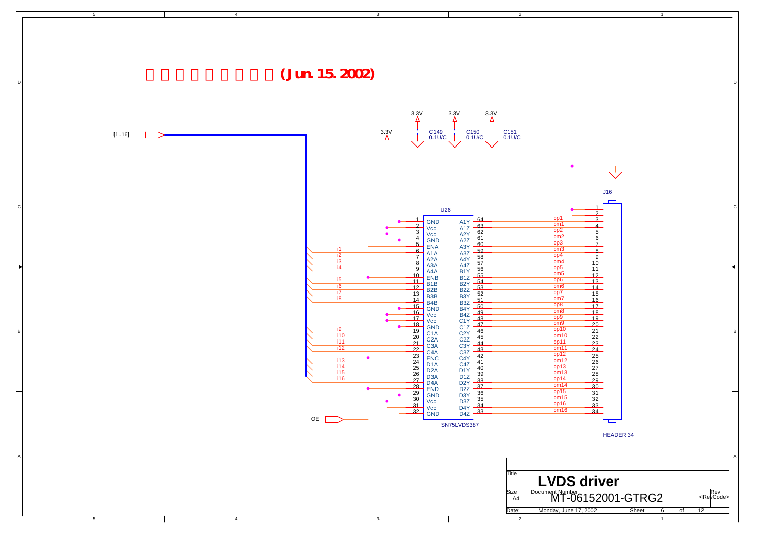**□□□□□□□□□(Jun. 15. 2002)**

i[1..16]

3.3V

C149 0.1U/C — C150 0.1U/C — C151 0.1U/C

U26 — SN75LVDS387

| Pin | Name | Net | | Name | Pin | Net |
|---|---|---|---|---|---|---|
| 1 | GND | | | A1Y | 64 | op1 |
| 2 | Vcc | | | A1Z | 63 | om1 |
| 3 | Vcc | | | A2Y | 62 | op2 |
| 4 | GND | | | A2Z | 61 | om2 |
| 5 | ENA | OE | | A3Y | 60 | op3 |
| 6 | A1A | i1 | | A3Z | 59 | om3 |
| 7 | A2A | i2 | | A4Y | 58 | op4 |
| 8 | A3A | i3 | | A4Z | 57 | om4 |
| 9 | A4A | i4 | | B1Y | 56 | op5 |
| 10 | ENB | OE | | B1Z | 55 | om5 |
| 11 | B1B | i5 | | B2Y | 54 | op6 |
| 12 | B2B | i6 | | B2Z | 53 | om6 |
| 13 | B3B | i7 | | B3Y | 52 | op7 |
| 14 | B4B | i8 | | B3Z | 51 | om7 |
| 15 | GND | | | B4Y | 50 | op8 |
| 16 | Vcc | | | B4Z | 49 | om8 |
| 17 | Vcc | | | C1Y | 48 | op9 |
| 18 | GND | | | C1Z | 47 | om9 |
| 19 | C1A | i9 | | C2Y | 46 | op10 |
| 20 | C2A | i10 | | C2Z | 45 | om10 |
| 21 | C3A | i11 | | C3Y | 44 | op11 |
| 22 | C4A | i12 | | C3Z | 43 | om11 |
| 23 | ENC | OE | | C4Y | 42 | op12 |
| 24 | D1A | i13 | | C4Z | 41 | om12 |
| 25 | D2A | i14 | | D1Y | 40 | op13 |
| 26 | D3A | i15 | | D1Z | 39 | om13 |
| 27 | D4A | i16 | | D2Y | 38 | op14 |
| 28 | END | OE | | D2Z | 37 | om14 |
| 29 | GND | | | D3Y | 36 | op15 |
| 30 | Vcc | | | D3Z | 35 | om15 |
| 31 | Vcc | | | D4Y | 34 | op16 |
| 32 | GND | | | D4Z | 33 | om16 |

OE

J16 — HEADER 34

| Pin | Net |
|---|---|
| 1 | GND |
| 2 | GND |
| 3 | op1 |
| 4 | om1 |
| 5 | op2 |
| 6 | om2 |
| 7 | op3 |
| 8 | om3 |
| 9 | op4 |
| 10 | om4 |
| 11 | op5 |
| 12 | om5 |
| 13 | op6 |
| 14 | om6 |
| 15 | op7 |
| 16 | om7 |
| 17 | op8 |
| 18 | om8 |
| 19 | op9 |
| 20 | om9 |
| 21 | op10 |
| 22 | om10 |
| 23 | op11 |
| 24 | om11 |
| 25 | op12 |
| 26 | om12 |
| 27 | op13 |
| 28 | om13 |
| 29 | op14 |
| 30 | om14 |
| 31 | op15 |
| 32 | om15 |
| 33 | op16 |
| 34 | om16 |

| Title | LVDS driver | |
|---|---|---|
| Size: A4 | Document Number: MT-06152001-GTRG2 | Rev: <RevCode> |
| Date: Monday, June 17, 2002 | Sheet 6 of 12 | |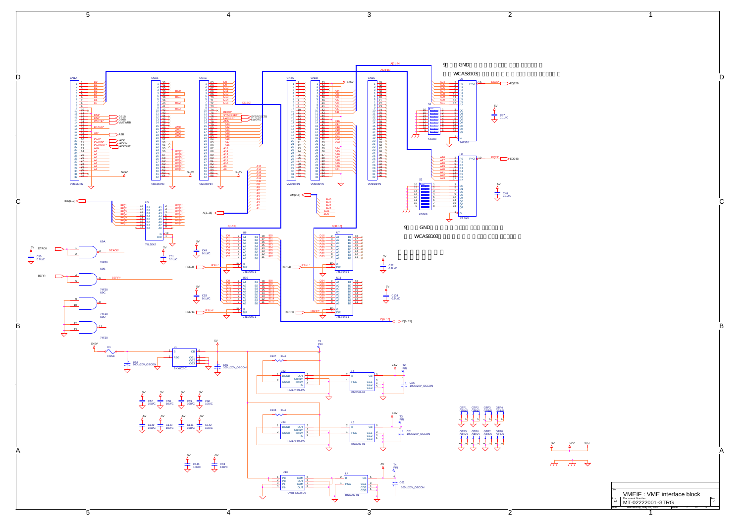9 GND WCAS8103

9 GND WCAS8103

| Title | VMEIF : VME interface block |
|---|---|
| Size | A2 |
| Document Number | MT-02222001-GTRG |
| Rev | -1 |
| Date | Wednesday, May 01, 2002 |
| Sheet | 7 of 12 |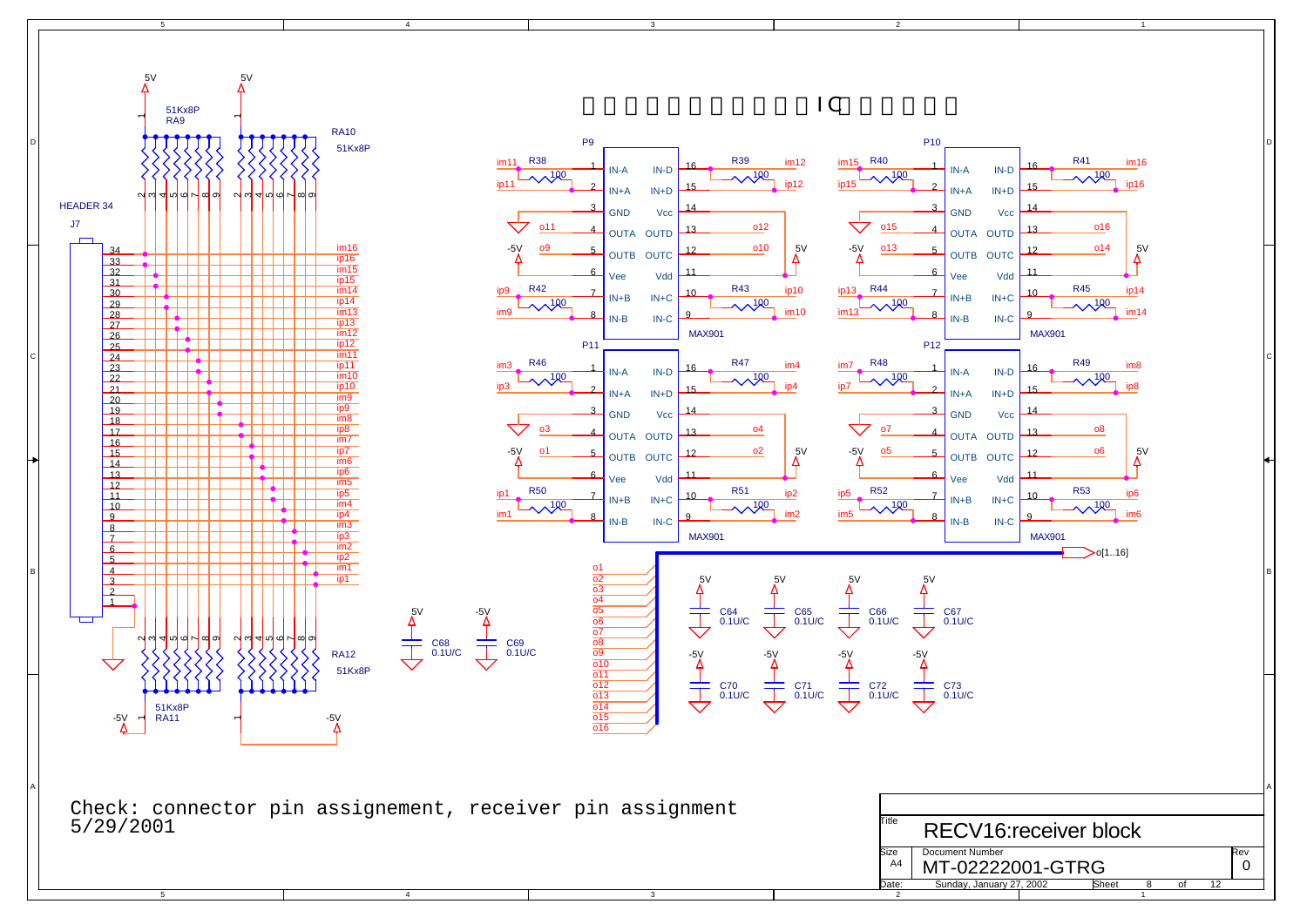# 　　　　　　　　　　　　IC　　　　　

Check: connector pin assignement, receiver pin assignment
5/29/2001

| Title | RECV16:receiver block | |
|---|---|---|
| Size: A4 | Document Number: MT-02222001-GTRG | Rev: 0 |
| Date: Sunday, January 27, 2002 | Sheet 8 of 12 | |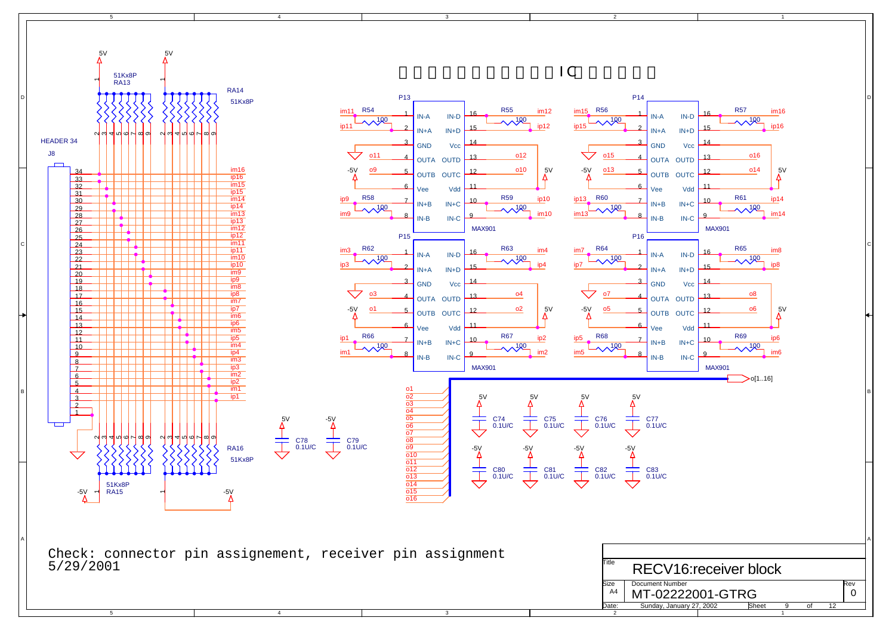IC

Check: connector pin assignement, receiver pin assignment
5/29/2001

| Title | RECV16:receiver block | |
|---|---|---|
| Size | Document Number | Rev |
| A4 | MT-02222001-GTRG | 0 |
| Date: | Sunday, January 27, 2002 | Sheet 9 of 12 |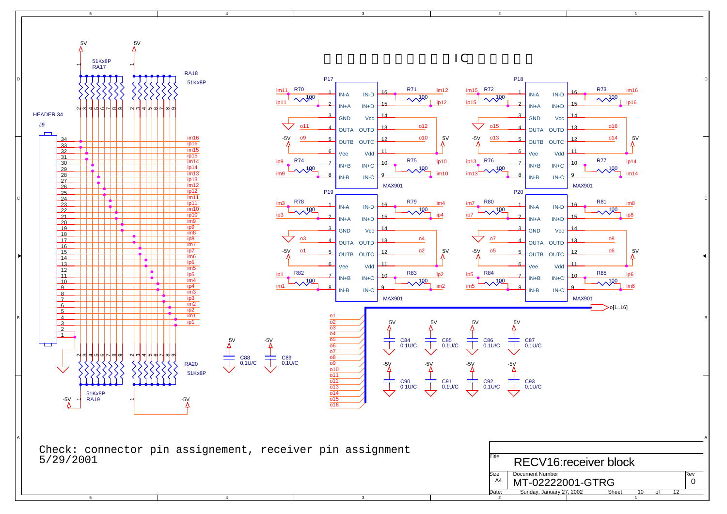□□□□□□□□□□□□IC□□□□□□

Check: connector pin assignement, receiver pin assignment
5/29/2001

| | |
|---|---|
| Title | RECV16:receiver block |
| Size | A4 |
| Document Number | MT-02222001-GTRG |
| Rev | 0 |
| Date: | Sunday, January 27, 2002 |
| Sheet | 10 of 12 |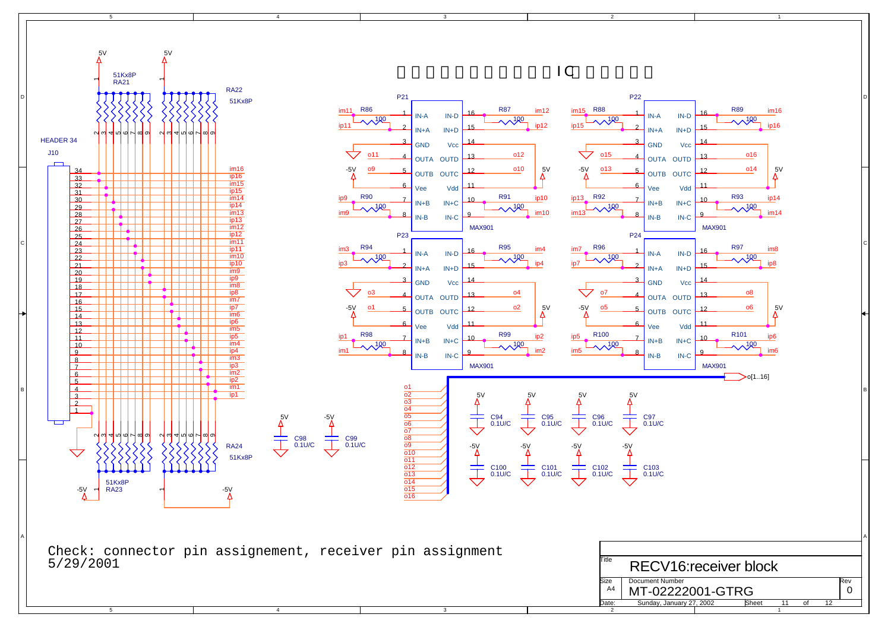□□□□□□□□□□□□□IC□□□□□□

Check: connector pin assignement, receiver pin assignment
5/29/2001

| Title | RECV16:receiver block | |
|---|---|---|
| Size A4 | Document Number MT-02222001-GTRG | Rev 0 |
| Date: | Sunday, January 27, 2002 | Sheet 11 of 12 |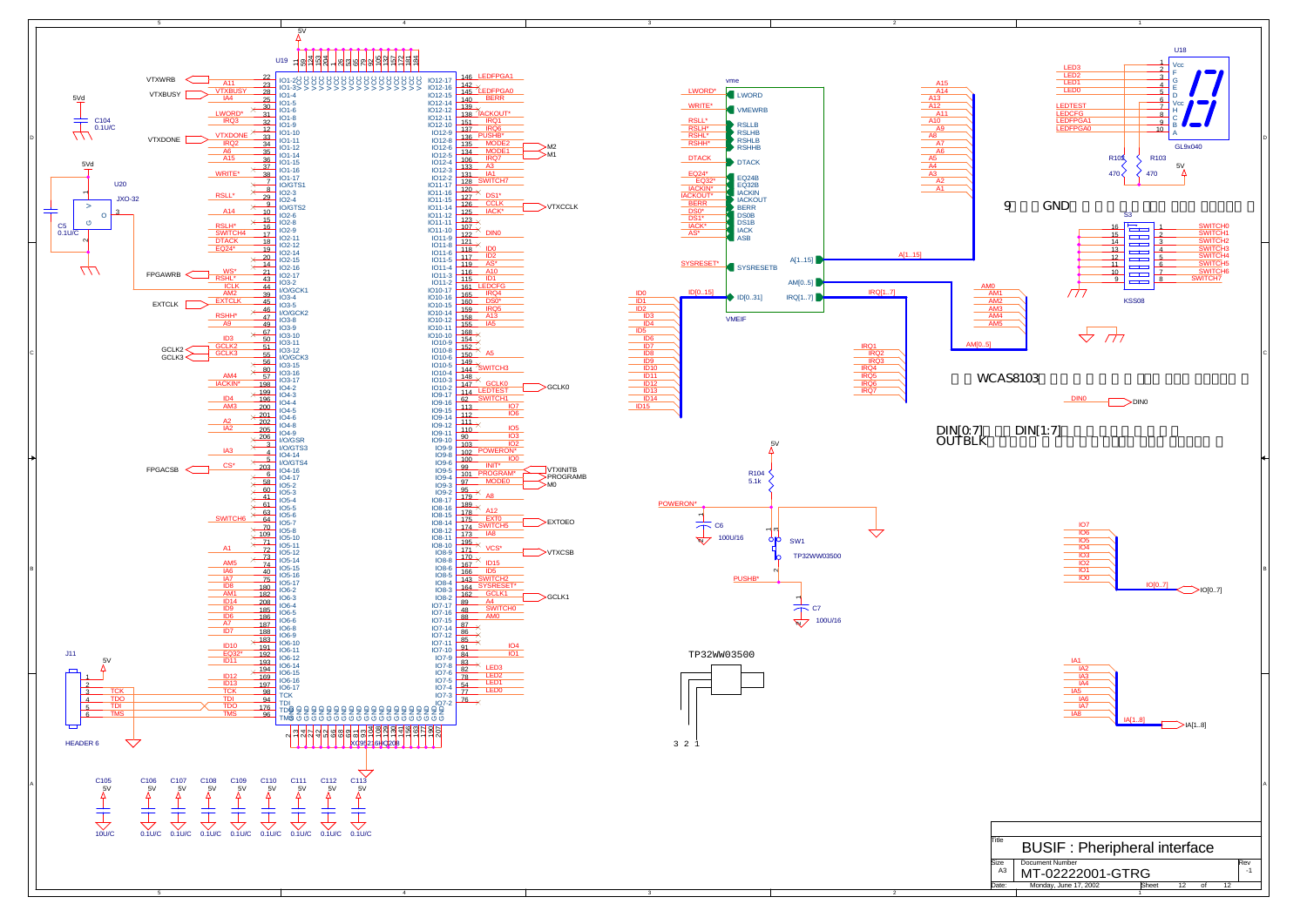# BUSIF : Pheripheral interface

9 GND

WCAS8103

DIN[0:7] DIN[1:7]
OUTBLK

TP32WW03500

3 2 1

| | |
|---|---|
| Title | BUSIF : Pheripheral interface |
| Size | A3 |
| Document Number | MT-02222001-GTRG |
| Rev | -1 |
| Date: | Monday, June 17, 2002 |
| Sheet | 12 of 12 |